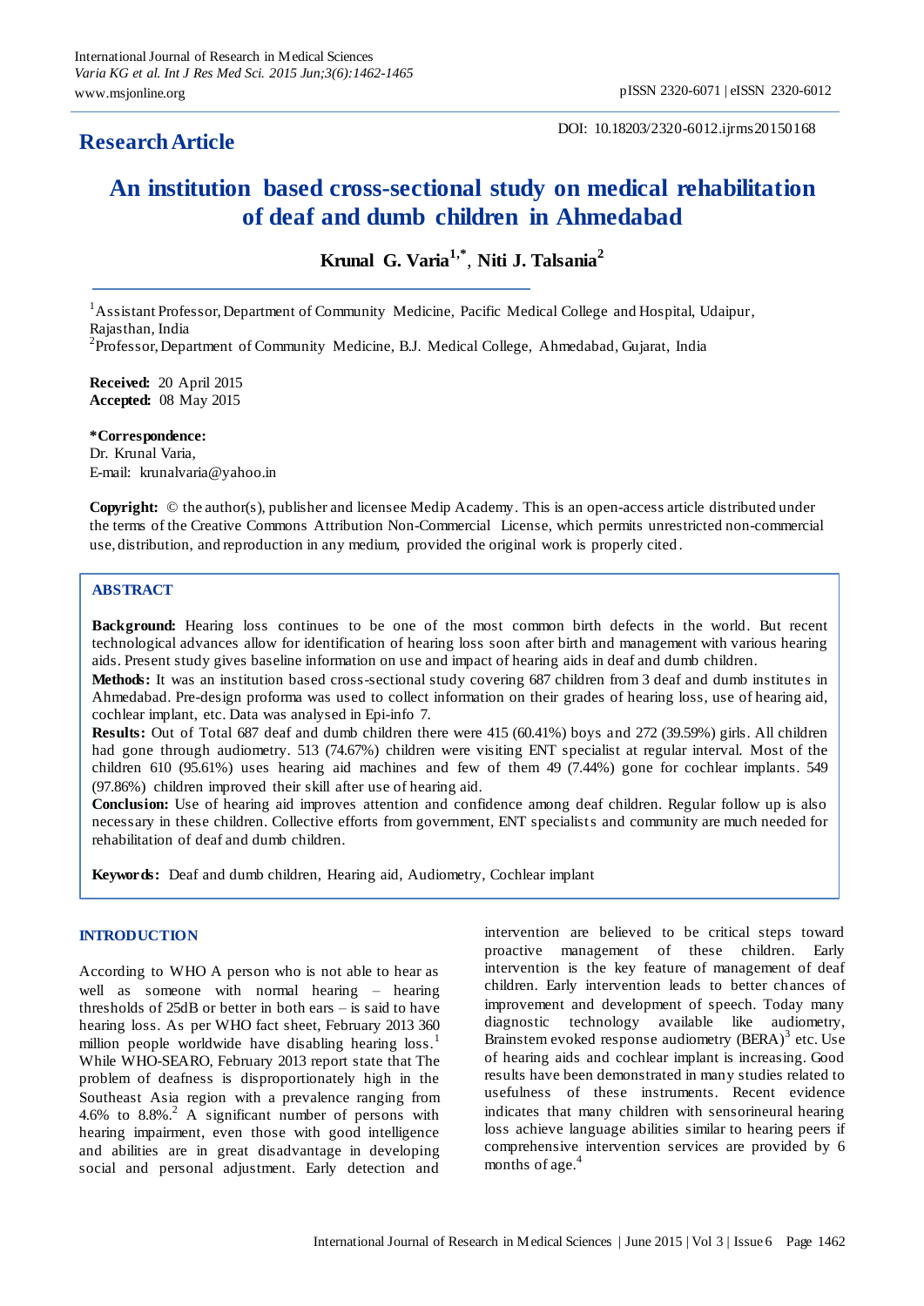**Research Article**

DOI: 10.18203/2320-6012.ijrms20150168

# An institution based cross-sectional study on medical rehabilitation of deaf and dumb children in Ahmedabad

**Krunal G. Varia[1,*], Niti J. Talsania[2]**

[1]Assistant Professor, Department of Community Medicine, Pacific Medical College and Hospital, Udaipur, Rajasthan, India

[2]Professor, Department of Community Medicine, B.J. Medical College, Ahmedabad, Gujarat, India

**Received:** 20 April 2015
**Accepted:** 08 May 2015

***Correspondence:**
Dr. Krunal Varia,
E-mail: krunalvaria@yahoo.in

**Copyright:** © the author(s), publisher and licensee Medip Academy. This is an open-access article distributed under the terms of the Creative Commons Attribution Non-Commercial License, which permits unrestricted non-commercial use, distribution, and reproduction in any medium, provided the original work is properly cited.

## ABSTRACT

**Background:** Hearing loss continues to be one of the most common birth defects in the world. But recent technological advances allow for identification of hearing loss soon after birth and management with various hearing aids. Present study gives baseline information on use and impact of hearing aids in deaf and dumb children.

**Methods:** It was an institution based cross-sectional study covering 687 children from 3 deaf and dumb institutes in Ahmedabad. Pre-design proforma was used to collect information on their grades of hearing loss, use of hearing aid, cochlear implant, etc. Data was analysed in Epi-info 7.

**Results:** Out of Total 687 deaf and dumb children there were 415 (60.41%) boys and 272 (39.59%) girls. All children had gone through audiometry. 513 (74.67%) children were visiting ENT specialist at regular interval. Most of the children 610 (95.61%) uses hearing aid machines and few of them 49 (7.44%) gone for cochlear implants. 549 (97.86%) children improved their skill after use of hearing aid.

**Conclusion:** Use of hearing aid improves attention and confidence among deaf children. Regular follow up is also necessary in these children. Collective efforts from government, ENT specialists and community are much needed for rehabilitation of deaf and dumb children.

**Keywords:** Deaf and dumb children, Hearing aid, Audiometry, Cochlear implant

## INTRODUCTION

According to WHO A person who is not able to hear as well as someone with normal hearing – hearing thresholds of 25dB or better in both ears – is said to have hearing loss. As per WHO fact sheet, February 2013 360 million people worldwide have disabling hearing loss.[1] While WHO-SEARO, February 2013 report state that The problem of deafness is disproportionately high in the Southeast Asia region with a prevalence ranging from 4.6% to 8.8%.[2] A significant number of persons with hearing impairment, even those with good intelligence and abilities are in great disadvantage in developing social and personal adjustment. Early detection and intervention are believed to be critical steps toward proactive management of these children. Early intervention is the key feature of management of deaf children. Early intervention leads to better chances of improvement and development of speech. Today many diagnostic technology available like audiometry, Brainstem evoked response audiometry (BERA)[3] etc. Use of hearing aids and cochlear implant is increasing. Good results have been demonstrated in many studies related to usefulness of these instruments. Recent evidence indicates that many children with sensorineural hearing loss achieve language abilities similar to hearing peers if comprehensive intervention services are provided by 6 months of age.[4]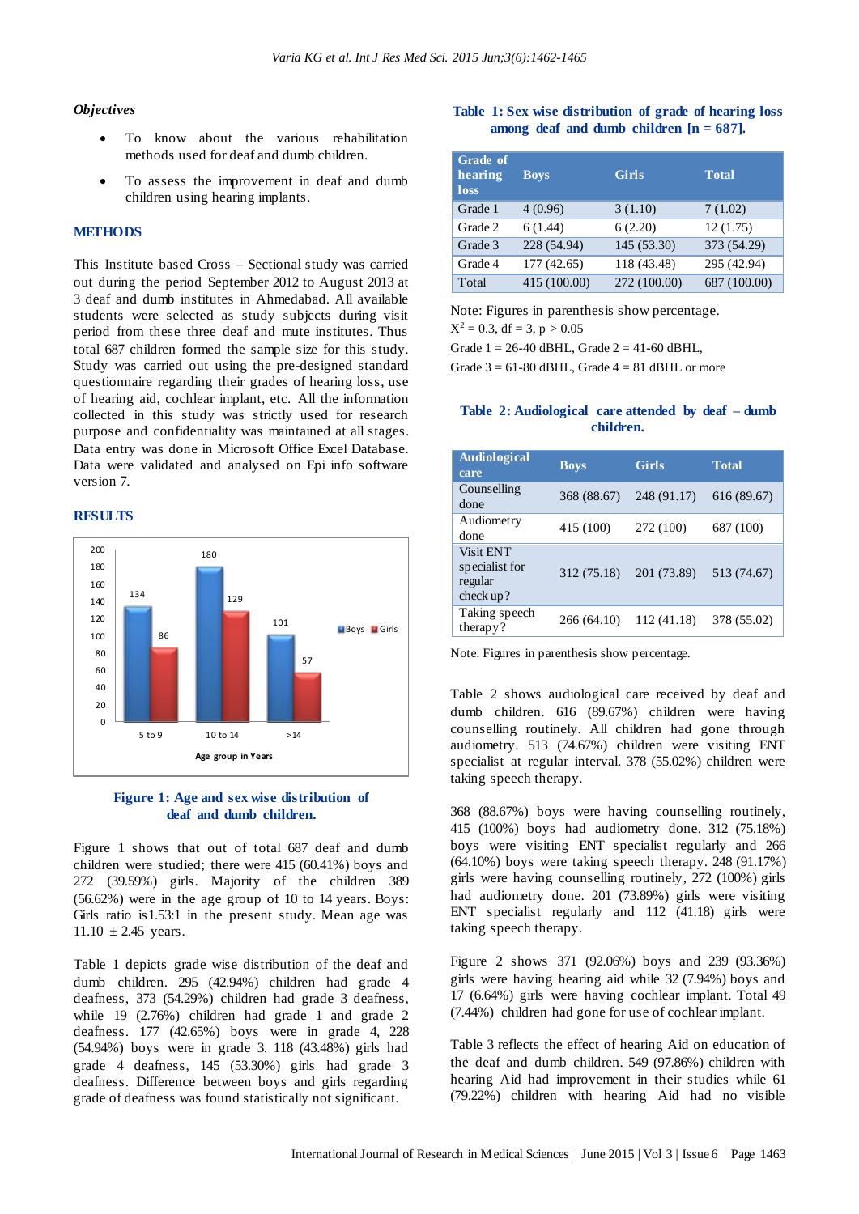### Objectives

- To know about the various rehabilitation methods used for deaf and dumb children.
- To assess the improvement in deaf and dumb children using hearing implants.

## METHODS

This Institute based Cross – Sectional study was carried out during the period September 2012 to August 2013 at 3 deaf and dumb institutes in Ahmedabad. All available students were selected as study subjects during visit period from these three deaf and mute institutes. Thus total 687 children formed the sample size for this study. Study was carried out using the pre-designed standard questionnaire regarding their grades of hearing loss, use of hearing aid, cochlear implant, etc. All the information collected in this study was strictly used for research purpose and confidentiality was maintained at all stages. Data entry was done in Microsoft Office Excel Database. Data were validated and analysed on Epi info software version 7.

## RESULTS

| Age group in Years | Boys | Girls |
|---|---|---|
| 5 to 9 | 134 | 86 |
| 10 to 14 | 180 | 129 |
| >14 | 101 | 57 |

**Figure 1: Age and sex wise distribution of deaf and dumb children.**

Figure 1 shows that out of total 687 deaf and dumb children were studied; there were 415 (60.41%) boys and 272 (39.59%) girls. Majority of the children 389 (56.62%) were in the age group of 10 to 14 years. Boys: Girls ratio is1.53:1 in the present study. Mean age was 11.10 ± 2.45 years.

Table 1 depicts grade wise distribution of the deaf and dumb children. 295 (42.94%) children had grade 4 deafness, 373 (54.29%) children had grade 3 deafness, while 19 (2.76%) children had grade 1 and grade 2 deafness. 177 (42.65%) boys were in grade 4, 228 (54.94%) boys were in grade 3. 118 (43.48%) girls had grade 4 deafness, 145 (53.30%) girls had grade 3 deafness. Difference between boys and girls regarding grade of deafness was found statistically not significant.

**Table 1: Sex wise distribution of grade of hearing loss among deaf and dumb children [n = 687].**

| Grade of hearing loss | Boys | Girls | Total |
|---|---|---|---|
| Grade 1 | 4 (0.96) | 3 (1.10) | 7 (1.02) |
| Grade 2 | 6 (1.44) | 6 (2.20) | 12 (1.75) |
| Grade 3 | 228 (54.94) | 145 (53.30) | 373 (54.29) |
| Grade 4 | 177 (42.65) | 118 (43.48) | 295 (42.94) |
| Total | 415 (100.00) | 272 (100.00) | 687 (100.00) |

Note: Figures in parenthesis show percentage.
$X^2 = 0.3$, df = 3, $p > 0.05$
Grade 1 = 26-40 dBHL, Grade 2 = 41-60 dBHL,
Grade 3 = 61-80 dBHL, Grade 4 = 81 dBHL or more

**Table 2: Audiological care attended by deaf – dumb children.**

| Audiological care | Boys | Girls | Total |
|---|---|---|---|
| Counselling done | 368 (88.67) | 248 (91.17) | 616 (89.67) |
| Audiometry done | 415 (100) | 272 (100) | 687 (100) |
| Visit ENT specialist for regular check up? | 312 (75.18) | 201 (73.89) | 513 (74.67) |
| Taking speech therapy? | 266 (64.10) | 112 (41.18) | 378 (55.02) |

Note: Figures in parenthesis show percentage.

Table 2 shows audiological care received by deaf and dumb children. 616 (89.67%) children were having counselling routinely. All children had gone through audiometry. 513 (74.67%) children were visiting ENT specialist at regular interval. 378 (55.02%) children were taking speech therapy.

368 (88.67%) boys were having counselling routinely, 415 (100%) boys had audiometry done. 312 (75.18%) boys were visiting ENT specialist regularly and 266 (64.10%) boys were taking speech therapy. 248 (91.17%) girls were having counselling routinely, 272 (100%) girls had audiometry done. 201 (73.89%) girls were visiting ENT specialist regularly and 112 (41.18) girls were taking speech therapy.

Figure 2 shows 371 (92.06%) boys and 239 (93.36%) girls were having hearing aid while 32 (7.94%) boys and 17 (6.64%) girls were having cochlear implant. Total 49 (7.44%) children had gone for use of cochlear implant.

Table 3 reflects the effect of hearing Aid on education of the deaf and dumb children. 549 (97.86%) children with hearing Aid had improvement in their studies while 61 (79.22%) children with hearing Aid had no visible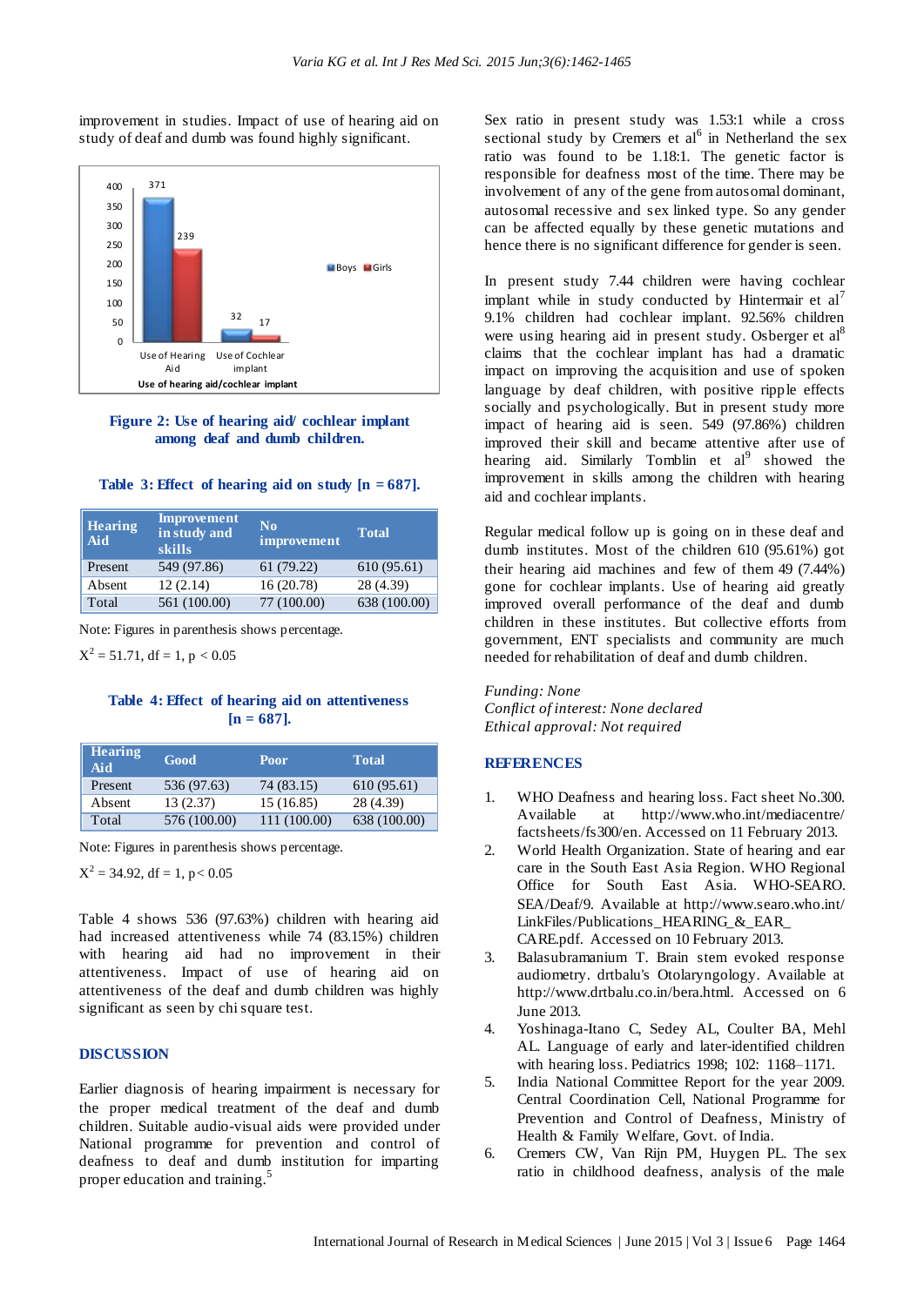improvement in studies. Impact of use of hearing aid on study of deaf and dumb was found highly significant.

**Figure 2: Use of hearing aid/ cochlear implant among deaf and dumb children.**

**Table 3: Effect of hearing aid on study [n = 687].**

| Hearing Aid | Improvement in study and skills | No improvement | Total |
|---|---|---|---|
| Present | 549 (97.86) | 61 (79.22) | 610 (95.61) |
| Absent | 12 (2.14) | 16 (20.78) | 28 (4.39) |
| Total | 561 (100.00) | 77 (100.00) | 638 (100.00) |

Note: Figures in parenthesis shows percentage.

$X^2 = 51.71$, df = 1, $p < 0.05$

**Table 4: Effect of hearing aid on attentiveness [n = 687].**

| Hearing Aid | Good | Poor | Total |
|---|---|---|---|
| Present | 536 (97.63) | 74 (83.15) | 610 (95.61) |
| Absent | 13 (2.37) | 15 (16.85) | 28 (4.39) |
| Total | 576 (100.00) | 111 (100.00) | 638 (100.00) |

Note: Figures in parenthesis shows percentage.

$X^2 = 34.92$, df = 1, $p< 0.05$

Table 4 shows 536 (97.63%) children with hearing aid had increased attentiveness while 74 (83.15%) children with hearing aid had no improvement in their attentiveness. Impact of use of hearing aid on attentiveness of the deaf and dumb children was highly significant as seen by chi square test.

## DISCUSSION

Earlier diagnosis of hearing impairment is necessary for the proper medical treatment of the deaf and dumb children. Suitable audio-visual aids were provided under National programme for prevention and control of deafness to deaf and dumb institution for imparting proper education and training.[5]

Sex ratio in present study was 1.53:1 while a cross sectional study by Cremers et al[6] in Netherland the sex ratio was found to be 1.18:1. The genetic factor is responsible for deafness most of the time. There may be involvement of any of the gene from autosomal dominant, autosomal recessive and sex linked type. So any gender can be affected equally by these genetic mutations and hence there is no significant difference for gender is seen.

In present study 7.44 children were having cochlear implant while in study conducted by Hintermair et al[7] 9.1% children had cochlear implant. 92.56% children were using hearing aid in present study. Osberger et al[8] claims that the cochlear implant has had a dramatic impact on improving the acquisition and use of spoken language by deaf children, with positive ripple effects socially and psychologically. But in present study more impact of hearing aid is seen. 549 (97.86%) children improved their skill and became attentive after use of hearing aid. Similarly Tomblin et al[9] showed the improvement in skills among the children with hearing aid and cochlear implants.

Regular medical follow up is going on in these deaf and dumb institutes. Most of the children 610 (95.61%) got their hearing aid machines and few of them 49 (7.44%) gone for cochlear implants. Use of hearing aid greatly improved overall performance of the deaf and dumb children in these institutes. But collective efforts from government, ENT specialists and community are much needed for rehabilitation of deaf and dumb children.

*Funding: None*
*Conflict of interest: None declared*
*Ethical approval: Not required*

## REFERENCES

1. WHO Deafness and hearing loss. Fact sheet No.300. Available at http://www.who.int/mediacentre/factsheets/fs300/en. Accessed on 11 February 2013.
2. World Health Organization. State of hearing and ear care in the South East Asia Region. WHO Regional Office for South East Asia. WHO-SEARO. SEA/Deaf/9. Available at http://www.searo.who.int/LinkFiles/Publications_HEARING_&_EAR_CARE.pdf. Accessed on 10 February 2013.
3. Balasubramanium T. Brain stem evoked response audiometry. drtbalu's Otolaryngology. Available at http://www.drtbalu.co.in/bera.html. Accessed on 6 June 2013.
4. Yoshinaga-Itano C, Sedey AL, Coulter BA, Mehl AL. Language of early and later-identified children with hearing loss. Pediatrics 1998; 102: 1168–1171.
5. India National Committee Report for the year 2009. Central Coordination Cell, National Programme for Prevention and Control of Deafness, Ministry of Health & Family Welfare, Govt. of India.
6. Cremers CW, Van Rijn PM, Huygen PL. The sex ratio in childhood deafness, analysis of the male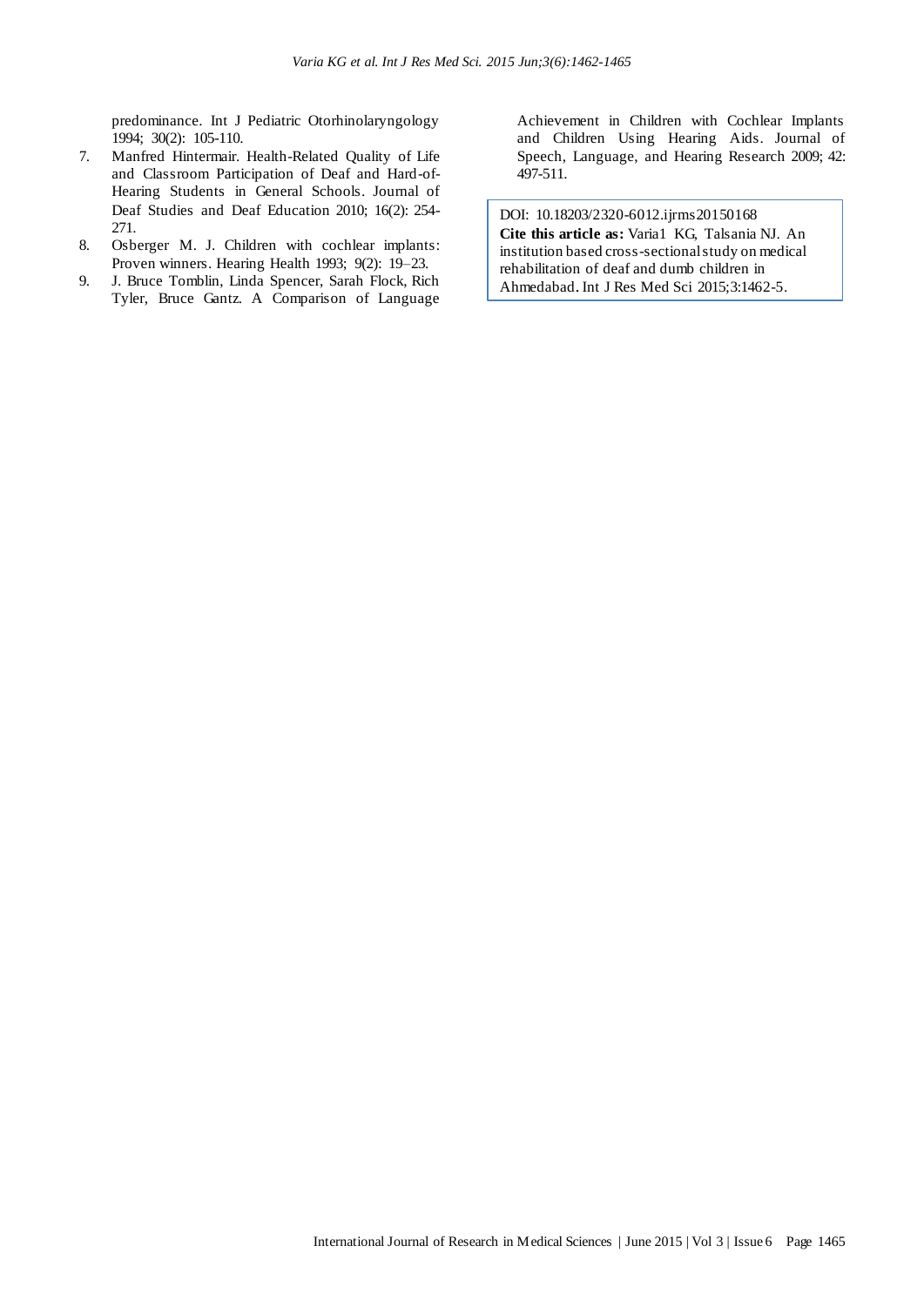predominance. Int J Pediatric Otorhinolaryngology 1994; 30(2): 105-110.

7. Manfred Hintermair. Health-Related Quality of Life and Classroom Participation of Deaf and Hard-of-Hearing Students in General Schools. Journal of Deaf Studies and Deaf Education 2010; 16(2): 254-271.
8. Osberger M. J. Children with cochlear implants: Proven winners. Hearing Health 1993; 9(2): 19–23.
9. J. Bruce Tomblin, Linda Spencer, Sarah Flock, Rich Tyler, Bruce Gantz. A Comparison of Language Achievement in Children with Cochlear Implants and Children Using Hearing Aids. Journal of Speech, Language, and Hearing Research 2009; 42: 497-511.

DOI: 10.18203/2320-6012.ijrms20150168

**Cite this article as:** Varia1 KG, Talsania NJ. An institution based cross-sectional study on medical rehabilitation of deaf and dumb children in Ahmedabad. Int J Res Med Sci 2015;3:1462-5.